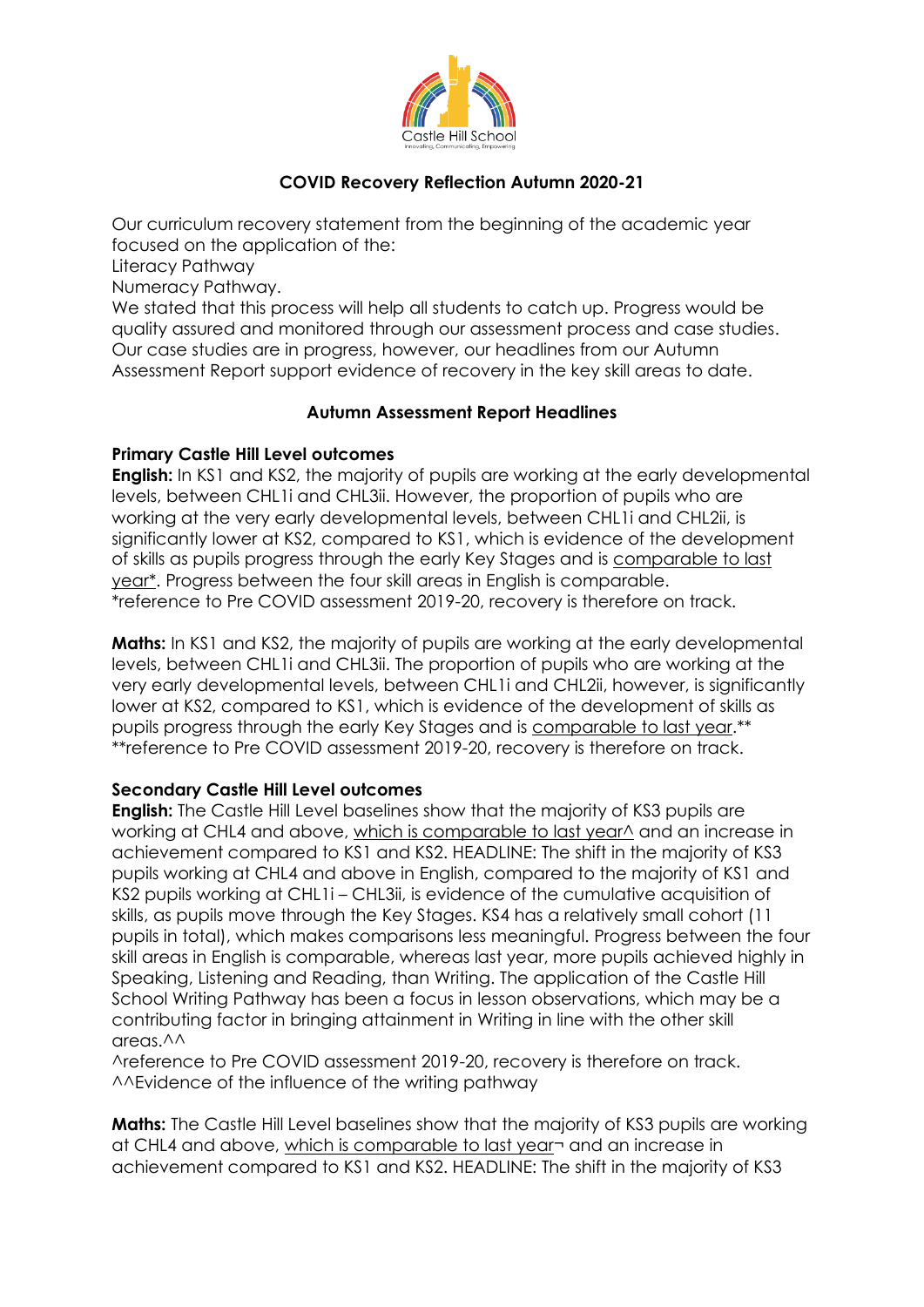Castle Hill School

Innovating, Communicating, Empowering

# COVID Recovery Reflection Autumn 2020-21

Our curriculum recovery statement from the beginning of the academic year focused on the application of the:

Literacy Pathway

Numeracy Pathway.

We stated that this process will help all students to catch up. Progress would be quality assured and monitored through our assessment process and case studies. Our case studies are in progress, however, our headlines from our Autumn Assessment Report support evidence of recovery in the key skill areas to date.

## Autumn Assessment Report Headlines

### Primary Castle Hill Level outcomes

**English:** In KS1 and KS2, the majority of pupils are working at the early developmental levels, between CHL1i and CHL3ii. However, the proportion of pupils who are working at the very early developmental levels, between CHL1i and CHL2ii, is significantly lower at KS2, compared to KS1, which is evidence of the development of skills as pupils progress through the early Key Stages and is <u>comparable to last year*</u>. Progress between the four skill areas in English is comparable.
*reference to Pre COVID assessment 2019-20, recovery is therefore on track.

**Maths:** In KS1 and KS2, the majority of pupils are working at the early developmental levels, between CHL1i and CHL3ii. The proportion of pupils who are working at the very early developmental levels, between CHL1i and CHL2ii, however, is significantly lower at KS2, compared to KS1, which is evidence of the development of skills as pupils progress through the early Key Stages and is <u>comparable to last year</u>.**
**reference to Pre COVID assessment 2019-20, recovery is therefore on track.

### Secondary Castle Hill Level outcomes

**English:** The Castle Hill Level baselines show that the majority of KS3 pupils are working at CHL4 and above, <u>which is comparable to last year^</u> and an increase in achievement compared to KS1 and KS2. HEADLINE: The shift in the majority of KS3 pupils working at CHL4 and above in English, compared to the majority of KS1 and KS2 pupils working at CHL1i – CHL3ii, is evidence of the cumulative acquisition of skills, as pupils move through the Key Stages. KS4 has a relatively small cohort (11 pupils in total), which makes comparisons less meaningful. Progress between the four skill areas in English is comparable, whereas last year, more pupils achieved highly in Speaking, Listening and Reading, than Writing. The application of the Castle Hill School Writing Pathway has been a focus in lesson observations, which may be a contributing factor in bringing attainment in Writing in line with the other skill areas.^^
^reference to Pre COVID assessment 2019-20, recovery is therefore on track.
^^Evidence of the influence of the writing pathway

**Maths:** The Castle Hill Level baselines show that the majority of KS3 pupils are working at CHL4 and above, <u>which is comparable to last year¬</u> and an increase in achievement compared to KS1 and KS2. HEADLINE: The shift in the majority of KS3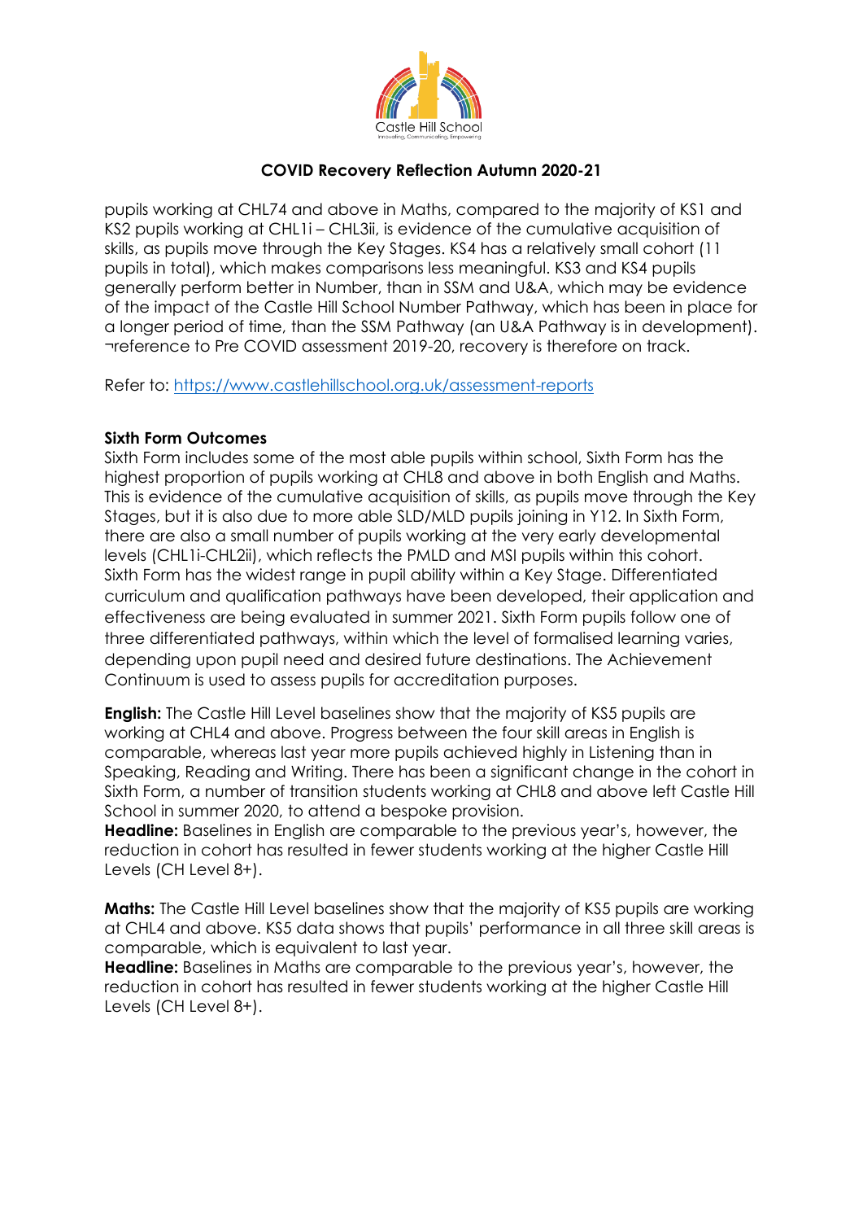pupils working at CHL74 and above in Maths, compared to the majority of KS1 and KS2 pupils working at CHL1i – CHL3ii, is evidence of the cumulative acquisition of skills, as pupils move through the Key Stages. KS4 has a relatively small cohort (11 pupils in total), which makes comparisons less meaningful. KS3 and KS4 pupils generally perform better in Number, than in SSM and U&A, which may be evidence of the impact of the Castle Hill School Number Pathway, which has been in place for a longer period of time, than the SSM Pathway (an U&A Pathway is in development). ¬reference to Pre COVID assessment 2019-20, recovery is therefore on track.

Refer to: https://www.castlehillschool.org.uk/assessment-reports

**Sixth Form Outcomes**
Sixth Form includes some of the most able pupils within school, Sixth Form has the highest proportion of pupils working at CHL8 and above in both English and Maths. This is evidence of the cumulative acquisition of skills, as pupils move through the Key Stages, but it is also due to more able SLD/MLD pupils joining in Y12. In Sixth Form, there are also a small number of pupils working at the very early developmental levels (CHL1i-CHL2ii), which reflects the PMLD and MSI pupils within this cohort. Sixth Form has the widest range in pupil ability within a Key Stage. Differentiated curriculum and qualification pathways have been developed, their application and effectiveness are being evaluated in summer 2021. Sixth Form pupils follow one of three differentiated pathways, within which the level of formalised learning varies, depending upon pupil need and desired future destinations. The Achievement Continuum is used to assess pupils for accreditation purposes.

**English:** The Castle Hill Level baselines show that the majority of KS5 pupils are working at CHL4 and above. Progress between the four skill areas in English is comparable, whereas last year more pupils achieved highly in Listening than in Speaking, Reading and Writing. There has been a significant change in the cohort in Sixth Form, a number of transition students working at CHL8 and above left Castle Hill School in summer 2020, to attend a bespoke provision.
**Headline:** Baselines in English are comparable to the previous year's, however, the reduction in cohort has resulted in fewer students working at the higher Castle Hill Levels (CH Level 8+).

**Maths:** The Castle Hill Level baselines show that the majority of KS5 pupils are working at CHL4 and above. KS5 data shows that pupils' performance in all three skill areas is comparable, which is equivalent to last year.
**Headline:** Baselines in Maths are comparable to the previous year's, however, the reduction in cohort has resulted in fewer students working at the higher Castle Hill Levels (CH Level 8+).